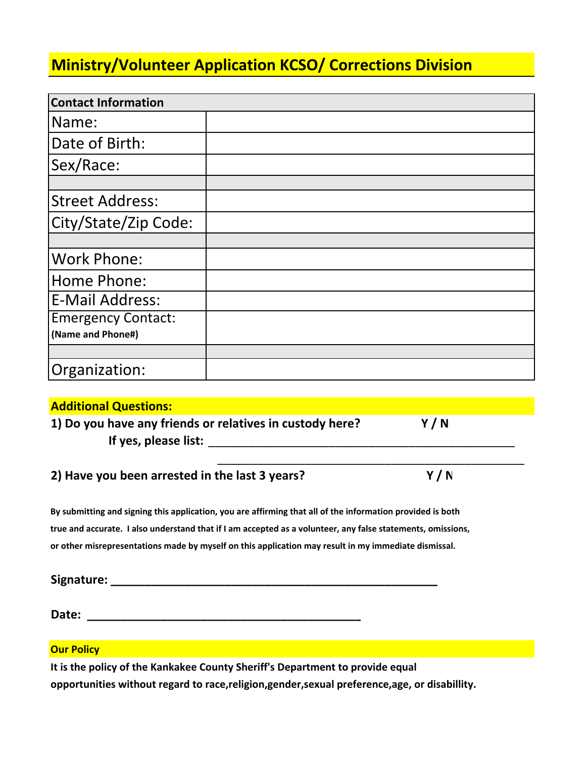# Ministry/Volunteer Application KCSO/ Corrections Division

| Contact Information | |
|---|---|
| Name: | |
| Date of Birth: | |
| Sex/Race: | |
| | |
| Street Address: | |
| City/State/Zip Code: | |
| | |
| Work Phone: | |
| Home Phone: | |
| E-Mail Address: | |
| Emergency Contact: **(Name and Phone#)** | |
| | |
| Organization: | |

**Additional Questions:**

**1) Do you have any friends or relatives in custody here? Y / N**

**If yes, please list:** ______________________________________________

______________________________________________

**2) Have you been arrested in the last 3 years? Y / N**

**By submitting and signing this application, you are affirming that all of the information provided is both true and accurate. I also understand that if I am accepted as a volunteer, any false statements, omissions, or other misrepresentations made by myself on this application may result in my immediate dismissal.**

**Signature:** ______________________________________________

**Date:** ______________________________________________

**Our Policy**

**It is the policy of the Kankakee County Sheriff's Department to provide equal opportunities without regard to race,religion,gender,sexual preference,age, or disabillity.**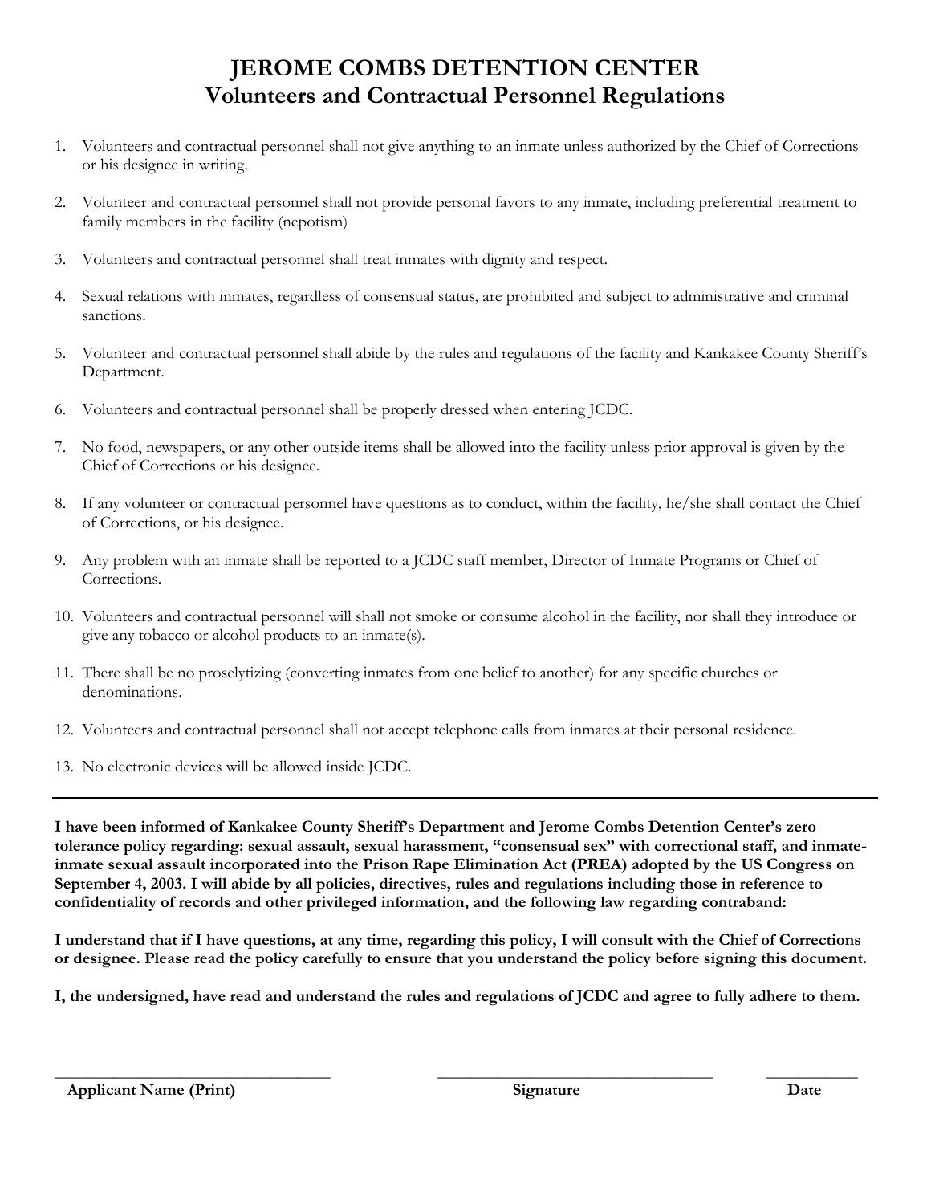# JEROME COMBS DETENTION CENTER
## Volunteers and Contractual Personnel Regulations

1. Volunteers and contractual personnel shall not give anything to an inmate unless authorized by the Chief of Corrections or his designee in writing.
2. Volunteer and contractual personnel shall not provide personal favors to any inmate, including preferential treatment to family members in the facility (nepotism)
3. Volunteers and contractual personnel shall treat inmates with dignity and respect.
4. Sexual relations with inmates, regardless of consensual status, are prohibited and subject to administrative and criminal sanctions.
5. Volunteer and contractual personnel shall abide by the rules and regulations of the facility and Kankakee County Sheriff's Department.
6. Volunteers and contractual personnel shall be properly dressed when entering JCDC.
7. No food, newspapers, or any other outside items shall be allowed into the facility unless prior approval is given by the Chief of Corrections or his designee.
8. If any volunteer or contractual personnel have questions as to conduct, within the facility, he/she shall contact the Chief of Corrections, or his designee.
9. Any problem with an inmate shall be reported to a JCDC staff member, Director of Inmate Programs or Chief of Corrections.
10. Volunteers and contractual personnel will shall not smoke or consume alcohol in the facility, nor shall they introduce or give any tobacco or alcohol products to an inmate(s).
11. There shall be no proselytizing (converting inmates from one belief to another) for any specific churches or denominations.
12. Volunteers and contractual personnel shall not accept telephone calls from inmates at their personal residence.
13. No electronic devices will be allowed inside JCDC.

---

**I have been informed of Kankakee County Sheriff's Department and Jerome Combs Detention Center's zero tolerance policy regarding: sexual assault, sexual harassment, "consensual sex" with correctional staff, and inmate-inmate sexual assault incorporated into the Prison Rape Elimination Act (PREA) adopted by the US Congress on September 4, 2003. I will abide by all policies, directives, rules and regulations including those in reference to confidentiality of records and other privileged information, and the following law regarding contraband:**

**I understand that if I have questions, at any time, regarding this policy, I will consult with the Chief of Corrections or designee. Please read the policy carefully to ensure that you understand the policy before signing this document.**

**I, the undersigned, have read and understand the rules and regulations of JCDC and agree to fully adhere to them.**

| ______________________________ | ______________________________ | __________ |
|---|---|---|
| **Applicant Name (Print)** | **Signature** | **Date** |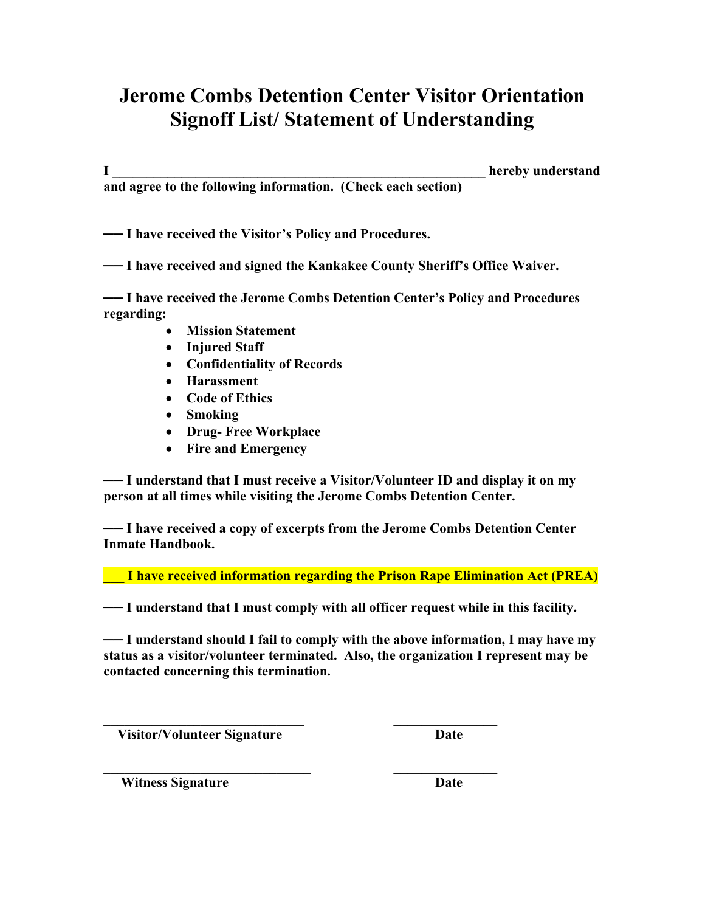# Jerome Combs Detention Center Visitor Orientation Signoff List/ Statement of Understanding

**I \_\_\_\_\_\_\_\_\_\_\_\_\_\_\_\_\_\_\_\_\_\_\_\_\_\_\_\_\_\_\_\_\_\_\_\_\_\_\_\_\_\_\_\_\_\_\_\_\_\_\_\_\_\_\_\_\_\_ hereby understand and agree to the following information. (Check each section)**

**\_\_\_ I have received the Visitor's Policy and Procedures.**

**\_\_\_ I have received and signed the Kankakee County Sheriff's Office Waiver.**

**\_\_\_ I have received the Jerome Combs Detention Center's Policy and Procedures regarding:**

- **Mission Statement**
- **Injured Staff**
- **Confidentiality of Records**
- **Harassment**
- **Code of Ethics**
- **Smoking**
- **Drug- Free Workplace**
- **Fire and Emergency**

**\_\_\_ I understand that I must receive a Visitor/Volunteer ID and display it on my person at all times while visiting the Jerome Combs Detention Center.**

**\_\_\_ I have received a copy of excerpts from the Jerome Combs Detention Center Inmate Handbook.**

**\_\_\_ I have received information regarding the Prison Rape Elimination Act (PREA)**

**\_\_\_ I understand that I must comply with all officer request while in this facility.**

**\_\_\_ I understand should I fail to comply with the above information, I may have my status as a visitor/volunteer terminated. Also, the organization I represent may be contacted concerning this termination.**

\_\_\_\_\_\_\_\_\_\_\_\_\_\_\_\_\_\_\_\_\_\_\_\_\_\_\_\_\_\_ \_\_\_\_\_\_\_\_\_\_\_\_\_\_\_
**Visitor/Volunteer Signature** **Date**

\_\_\_\_\_\_\_\_\_\_\_\_\_\_\_\_\_\_\_\_\_\_\_\_\_\_\_\_\_\_ \_\_\_\_\_\_\_\_\_\_\_\_\_\_\_
**Witness Signature** **Date**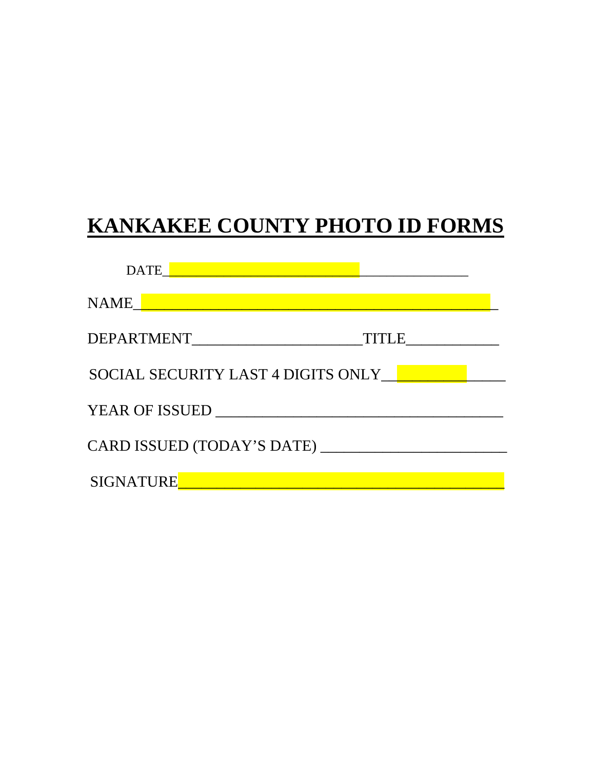# KANKAKEE COUNTY PHOTO ID FORMS

DATE_____________________________________________

NAME________________________________________________

DEPARTMENT_________________________TITLE_____________

SOCIAL SECURITY LAST 4 DIGITS ONLY_________________

YEAR OF ISSUED ___________________________________________

CARD ISSUED (TODAY'S DATE) ___________________________

SIGNATURE_________________________________________________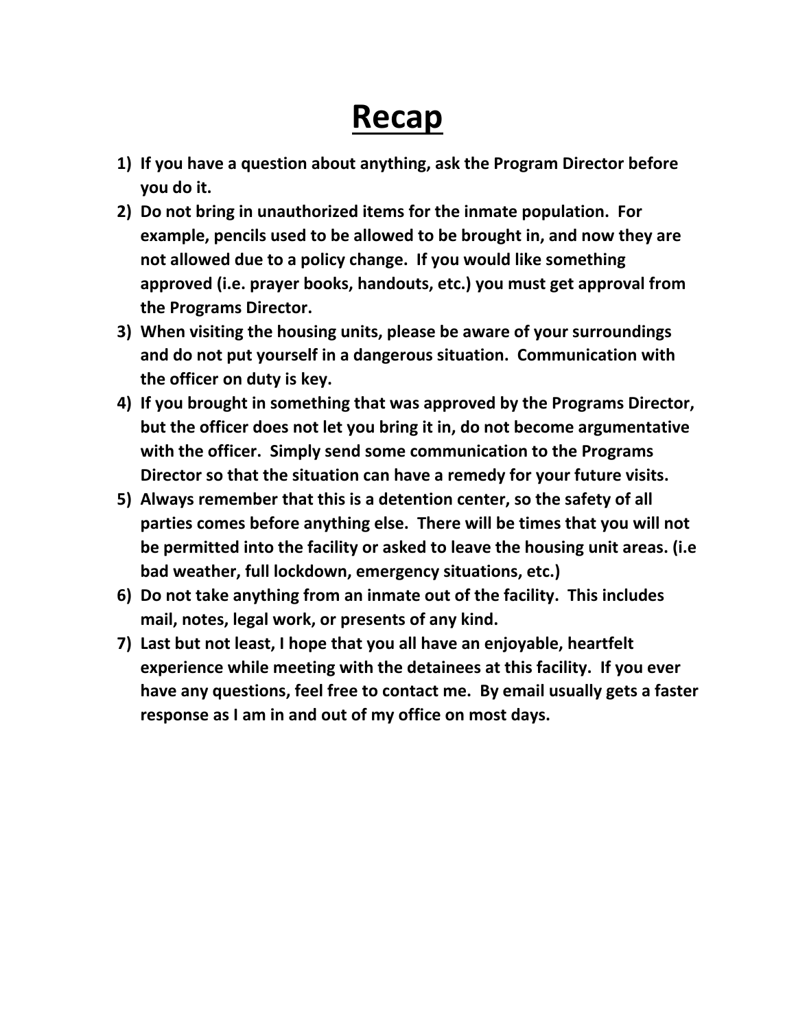# Recap

1) **If you have a question about anything, ask the Program Director before you do it.**
2) **Do not bring in unauthorized items for the inmate population. For example, pencils used to be allowed to be brought in, and now they are not allowed due to a policy change. If you would like something approved (i.e. prayer books, handouts, etc.) you must get approval from the Programs Director.**
3) **When visiting the housing units, please be aware of your surroundings and do not put yourself in a dangerous situation. Communication with the officer on duty is key.**
4) **If you brought in something that was approved by the Programs Director, but the officer does not let you bring it in, do not become argumentative with the officer. Simply send some communication to the Programs Director so that the situation can have a remedy for your future visits.**
5) **Always remember that this is a detention center, so the safety of all parties comes before anything else. There will be times that you will not be permitted into the facility or asked to leave the housing unit areas. (i.e bad weather, full lockdown, emergency situations, etc.)**
6) **Do not take anything from an inmate out of the facility. This includes mail, notes, legal work, or presents of any kind.**
7) **Last but not least, I hope that you all have an enjoyable, heartfelt experience while meeting with the detainees at this facility. If you ever have any questions, feel free to contact me. By email usually gets a faster response as I am in and out of my office on most days.**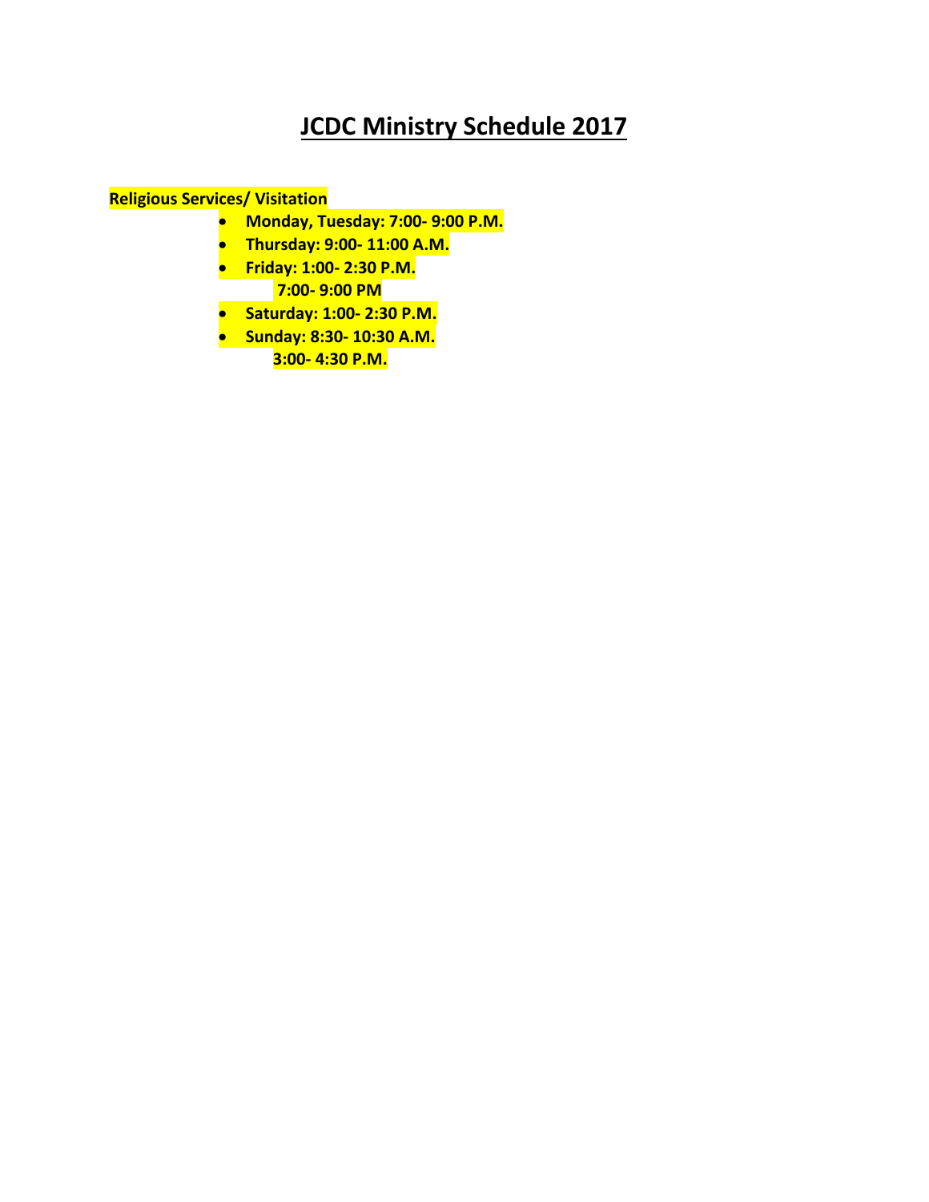# JCDC Ministry Schedule 2017

**Religious Services/ Visitation**

- **Monday, Tuesday: 7:00- 9:00 P.M.**
- **Thursday: 9:00- 11:00 A.M.**
- **Friday: 1:00- 2:30 P.M.**
  **7:00- 9:00 PM**
- **Saturday: 1:00- 2:30 P.M.**
- **Sunday: 8:30- 10:30 A.M.**
  **3:00- 4:30 P.M.**